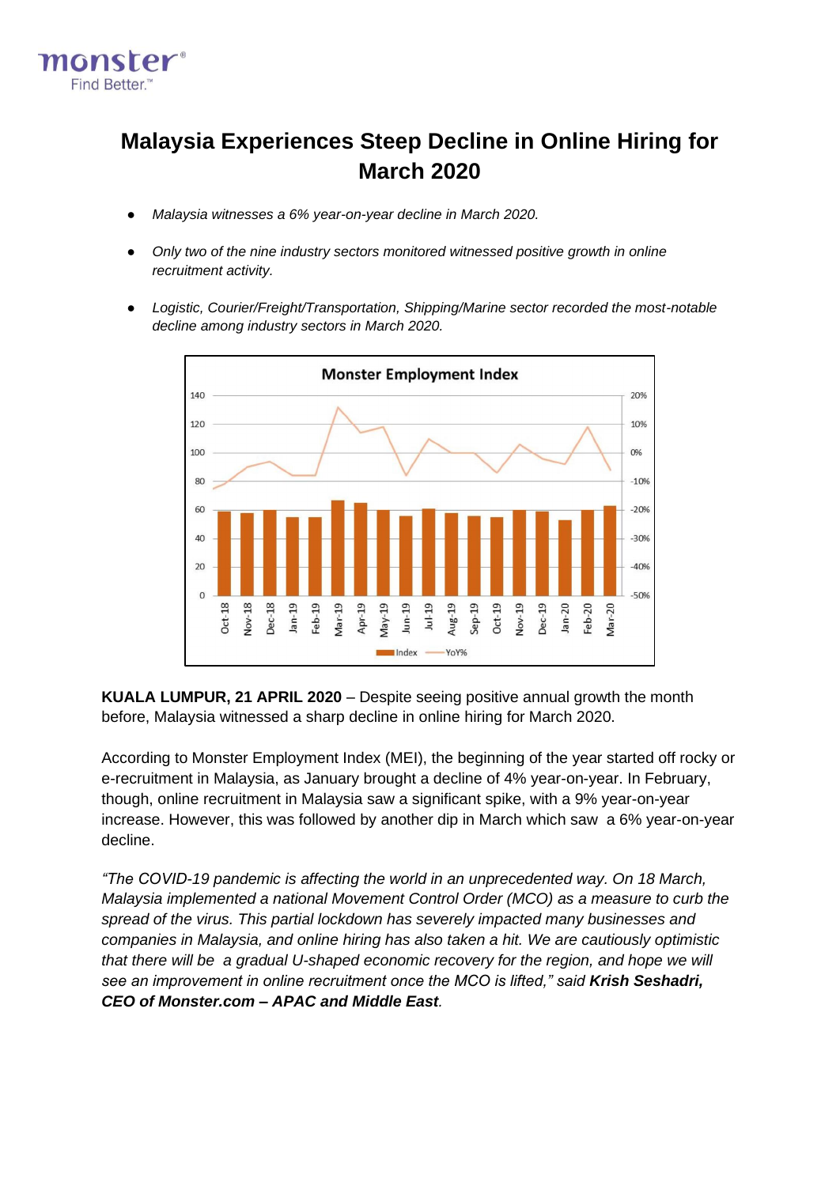# Malaysia Experiences Steep Decline in Online Hiring for March 2020

- *Malaysia witnesses a 6% year-on-year decline in March 2020.*
- *Only two of the nine industry sectors monitored witnessed positive growth in online recruitment activity.*
- *Logistic, Courier/Freight/Transportation, Shipping/Marine sector recorded the most-notable decline among industry sectors in March 2020.*

**KUALA LUMPUR, 21 APRIL 2020** – Despite seeing positive annual growth the month before, Malaysia witnessed a sharp decline in online hiring for March 2020.

According to Monster Employment Index (MEI), the beginning of the year started off rocky or e-recruitment in Malaysia, as January brought a decline of 4% year-on-year. In February, though, online recruitment in Malaysia saw a significant spike, with a 9% year-on-year increase. However, this was followed by another dip in March which saw a 6% year-on-year decline.

*"The COVID-19 pandemic is affecting the world in an unprecedented way. On 18 March, Malaysia implemented a national Movement Control Order (MCO) as a measure to curb the spread of the virus. This partial lockdown has severely impacted many businesses and companies in Malaysia, and online hiring has also taken a hit. We are cautiously optimistic that there will be a gradual U-shaped economic recovery for the region, and hope we will see an improvement in online recruitment once the MCO is lifted," said* ***Krish Seshadri, CEO of Monster.com – APAC and Middle East****.*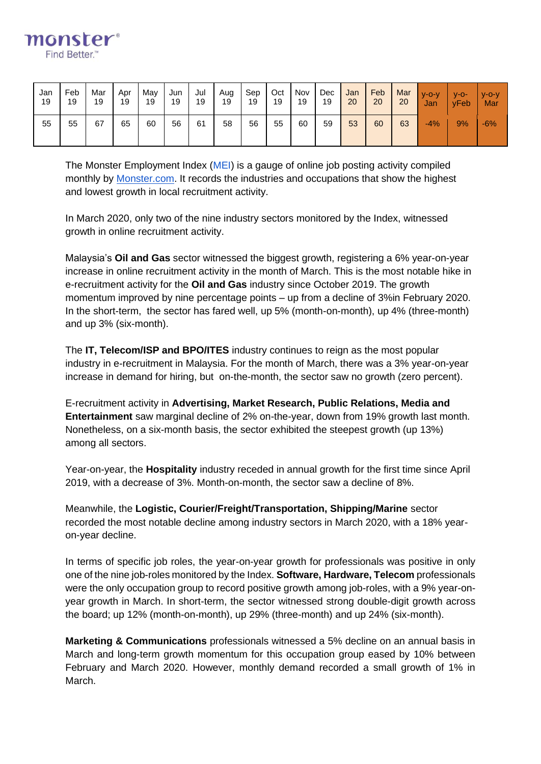monster
Find Better.™

| Jan 19 | Feb 19 | Mar 19 | Apr 19 | May 19 | Jun 19 | Jul 19 | Aug 19 | Sep 19 | Oct 19 | Nov 19 | Dec 19 | Jan 20 | Feb 20 | Mar 20 | y-o-y Jan | y-o-yFeb | y-o-y Mar |
|---|---|---|---|---|---|---|---|---|---|---|---|---|---|---|---|---|---|
| 55 | 55 | 67 | 65 | 60 | 56 | 61 | 58 | 56 | 55 | 60 | 59 | 53 | 60 | 63 | -4% | 9% | -6% |

The Monster Employment Index (MEI) is a gauge of online job posting activity compiled monthly by Monster.com. It records the industries and occupations that show the highest and lowest growth in local recruitment activity.

In March 2020, only two of the nine industry sectors monitored by the Index, witnessed growth in online recruitment activity.

Malaysia's **Oil and Gas** sector witnessed the biggest growth, registering a 6% year-on-year increase in online recruitment activity in the month of March. This is the most notable hike in e-recruitment activity for the **Oil and Gas** industry since October 2019. The growth momentum improved by nine percentage points – up from a decline of 3%in February 2020. In the short-term, the sector has fared well, up 5% (month-on-month), up 4% (three-month) and up 3% (six-month).

The **IT, Telecom/ISP and BPO/ITES** industry continues to reign as the most popular industry in e-recruitment in Malaysia. For the month of March, there was a 3% year-on-year increase in demand for hiring, but on-the-month, the sector saw no growth (zero percent).

E-recruitment activity in **Advertising, Market Research, Public Relations, Media and Entertainment** saw marginal decline of 2% on-the-year, down from 19% growth last month. Nonetheless, on a six-month basis, the sector exhibited the steepest growth (up 13%) among all sectors.

Year-on-year, the **Hospitality** industry receded in annual growth for the first time since April 2019, with a decrease of 3%. Month-on-month, the sector saw a decline of 8%.

Meanwhile, the **Logistic, Courier/Freight/Transportation, Shipping/Marine** sector recorded the most notable decline among industry sectors in March 2020, with a 18% year-on-year decline.

In terms of specific job roles, the year-on-year growth for professionals was positive in only one of the nine job-roles monitored by the Index. **Software, Hardware, Telecom** professionals were the only occupation group to record positive growth among job-roles, with a 9% year-on-year growth in March. In short-term, the sector witnessed strong double-digit growth across the board; up 12% (month-on-month), up 29% (three-month) and up 24% (six-month).

**Marketing & Communications** professionals witnessed a 5% decline on an annual basis in March and long-term growth momentum for this occupation group eased by 10% between February and March 2020. However, monthly demand recorded a small growth of 1% in March.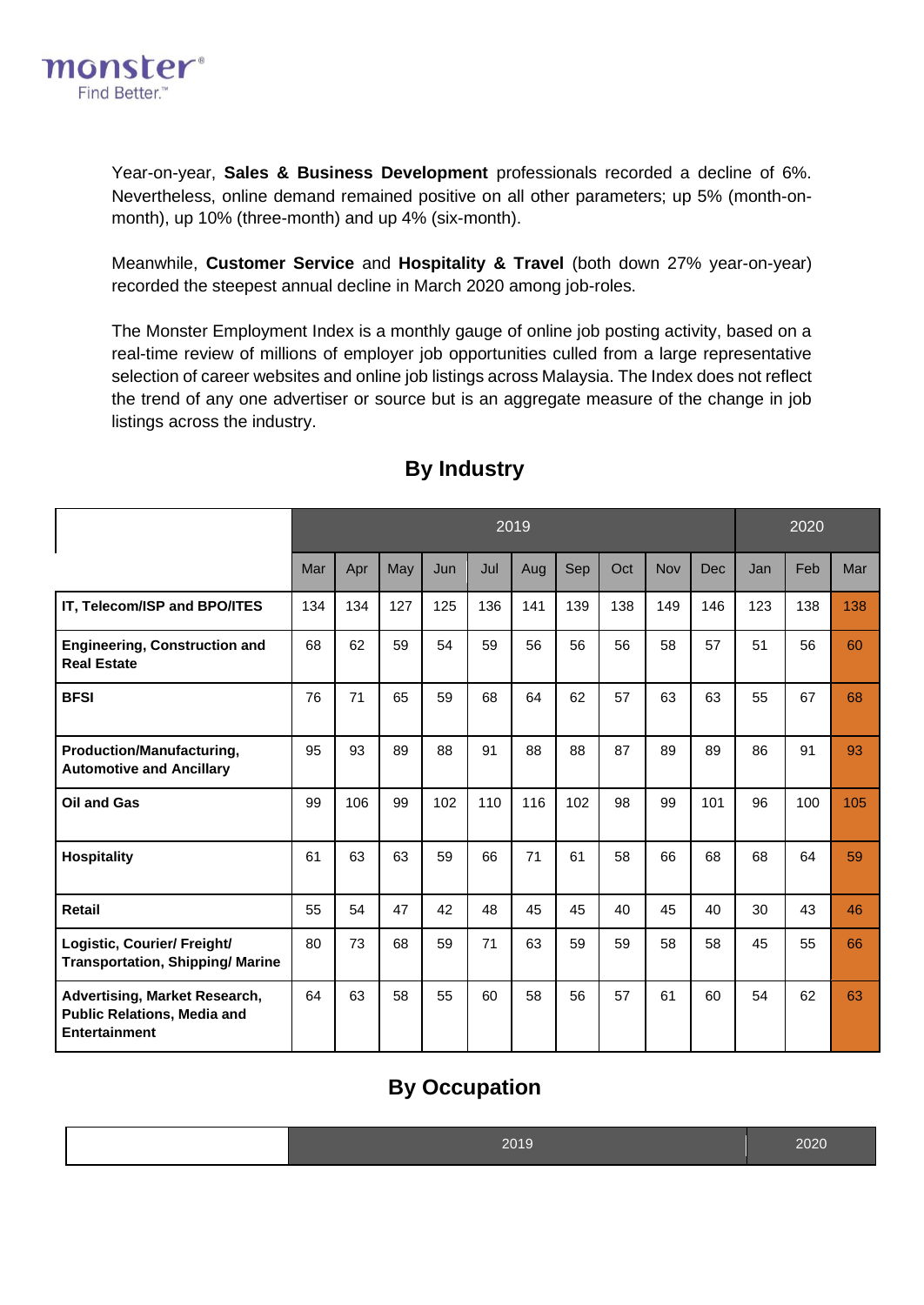Year-on-year, **Sales & Business Development** professionals recorded a decline of 6%. Nevertheless, online demand remained positive on all other parameters; up 5% (month-on-month), up 10% (three-month) and up 4% (six-month).

Meanwhile, **Customer Service** and **Hospitality & Travel** (both down 27% year-on-year) recorded the steepest annual decline in March 2020 among job-roles.

The Monster Employment Index is a monthly gauge of online job posting activity, based on a real-time review of millions of employer job opportunities culled from a large representative selection of career websites and online job listings across Malaysia. The Index does not reflect the trend of any one advertiser or source but is an aggregate measure of the change in job listings across the industry.

## By Industry

| | 2019 | | | | | | | | | | 2020 | | |
|---|---|---|---|---|---|---|---|---|---|---|---|---|---|
| | Mar | Apr | May | Jun | Jul | Aug | Sep | Oct | Nov | Dec | Jan | Feb | Mar |
| **IT, Telecom/ISP and BPO/ITES** | 134 | 134 | 127 | 125 | 136 | 141 | 139 | 138 | 149 | 146 | 123 | 138 | 138 |
| **Engineering, Construction and Real Estate** | 68 | 62 | 59 | 54 | 59 | 56 | 56 | 56 | 58 | 57 | 51 | 56 | 60 |
| **BFSI** | 76 | 71 | 65 | 59 | 68 | 64 | 62 | 57 | 63 | 63 | 55 | 67 | 68 |
| **Production/Manufacturing, Automotive and Ancillary** | 95 | 93 | 89 | 88 | 91 | 88 | 88 | 87 | 89 | 89 | 86 | 91 | 93 |
| **Oil and Gas** | 99 | 106 | 99 | 102 | 110 | 116 | 102 | 98 | 99 | 101 | 96 | 100 | 105 |
| **Hospitality** | 61 | 63 | 63 | 59 | 66 | 71 | 61 | 58 | 66 | 68 | 68 | 64 | 59 |
| **Retail** | 55 | 54 | 47 | 42 | 48 | 45 | 45 | 40 | 45 | 40 | 30 | 43 | 46 |
| **Logistic, Courier/ Freight/ Transportation, Shipping/ Marine** | 80 | 73 | 68 | 59 | 71 | 63 | 59 | 59 | 58 | 58 | 45 | 55 | 66 |
| **Advertising, Market Research, Public Relations, Media and Entertainment** | 64 | 63 | 58 | 55 | 60 | 58 | 56 | 57 | 61 | 60 | 54 | 62 | 63 |

## By Occupation

| | 2019 | 2020 |
|---|---|---|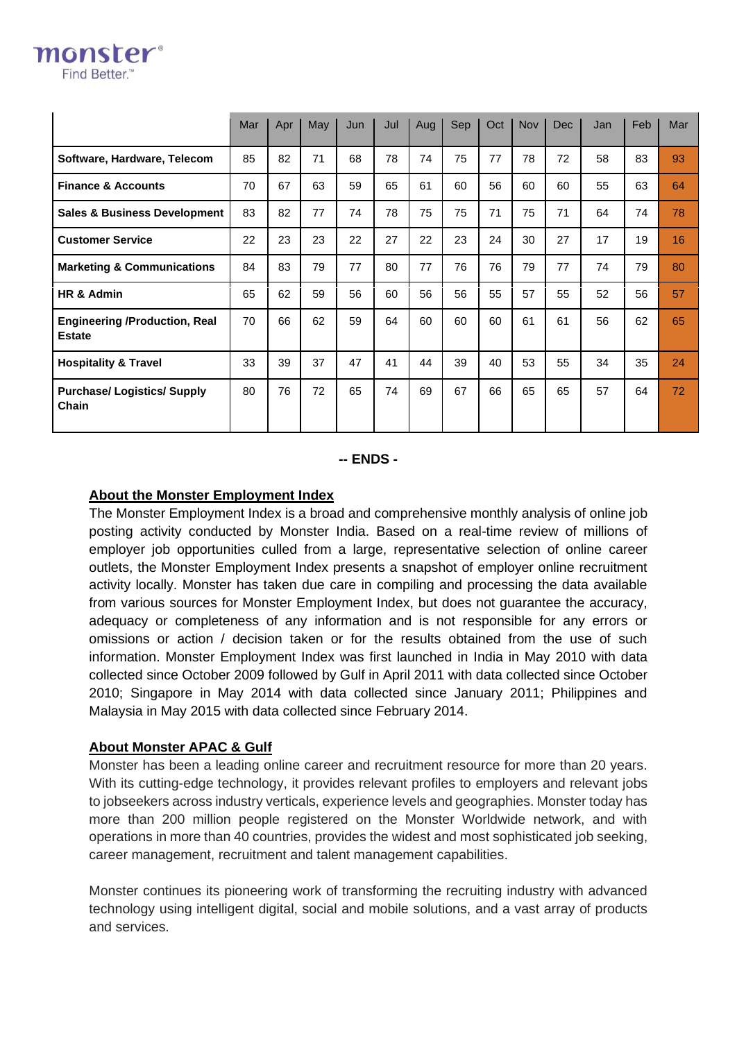| | Mar | Apr | May | Jun | Jul | Aug | Sep | Oct | Nov | Dec | Jan | Feb | Mar |
|---|---|---|---|---|---|---|---|---|---|---|---|---|---|
| **Software, Hardware, Telecom** | 85 | 82 | 71 | 68 | 78 | 74 | 75 | 77 | 78 | 72 | 58 | 83 | 93 |
| **Finance & Accounts** | 70 | 67 | 63 | 59 | 65 | 61 | 60 | 56 | 60 | 60 | 55 | 63 | 64 |
| **Sales & Business Development** | 83 | 82 | 77 | 74 | 78 | 75 | 75 | 71 | 75 | 71 | 64 | 74 | 78 |
| **Customer Service** | 22 | 23 | 23 | 22 | 27 | 22 | 23 | 24 | 30 | 27 | 17 | 19 | 16 |
| **Marketing & Communications** | 84 | 83 | 79 | 77 | 80 | 77 | 76 | 76 | 79 | 77 | 74 | 79 | 80 |
| **HR & Admin** | 65 | 62 | 59 | 56 | 60 | 56 | 56 | 55 | 57 | 55 | 52 | 56 | 57 |
| **Engineering /Production, Real Estate** | 70 | 66 | 62 | 59 | 64 | 60 | 60 | 60 | 61 | 61 | 56 | 62 | 65 |
| **Hospitality & Travel** | 33 | 39 | 37 | 47 | 41 | 44 | 39 | 40 | 53 | 55 | 34 | 35 | 24 |
| **Purchase/ Logistics/ Supply Chain** | 80 | 76 | 72 | 65 | 74 | 69 | 67 | 66 | 65 | 65 | 57 | 64 | 72 |

**-- ENDS -**

**About the Monster Employment Index**

The Monster Employment Index is a broad and comprehensive monthly analysis of online job posting activity conducted by Monster India. Based on a real-time review of millions of employer job opportunities culled from a large, representative selection of online career outlets, the Monster Employment Index presents a snapshot of employer online recruitment activity locally. Monster has taken due care in compiling and processing the data available from various sources for Monster Employment Index, but does not guarantee the accuracy, adequacy or completeness of any information and is not responsible for any errors or omissions or action / decision taken or for the results obtained from the use of such information. Monster Employment Index was first launched in India in May 2010 with data collected since October 2009 followed by Gulf in April 2011 with data collected since October 2010; Singapore in May 2014 with data collected since January 2011; Philippines and Malaysia in May 2015 with data collected since February 2014.

**About Monster APAC & Gulf**

Monster has been a leading online career and recruitment resource for more than 20 years. With its cutting-edge technology, it provides relevant profiles to employers and relevant jobs to jobseekers across industry verticals, experience levels and geographies. Monster today has more than 200 million people registered on the Monster Worldwide network, and with operations in more than 40 countries, provides the widest and most sophisticated job seeking, career management, recruitment and talent management capabilities.

Monster continues its pioneering work of transforming the recruiting industry with advanced technology using intelligent digital, social and mobile solutions, and a vast array of products and services.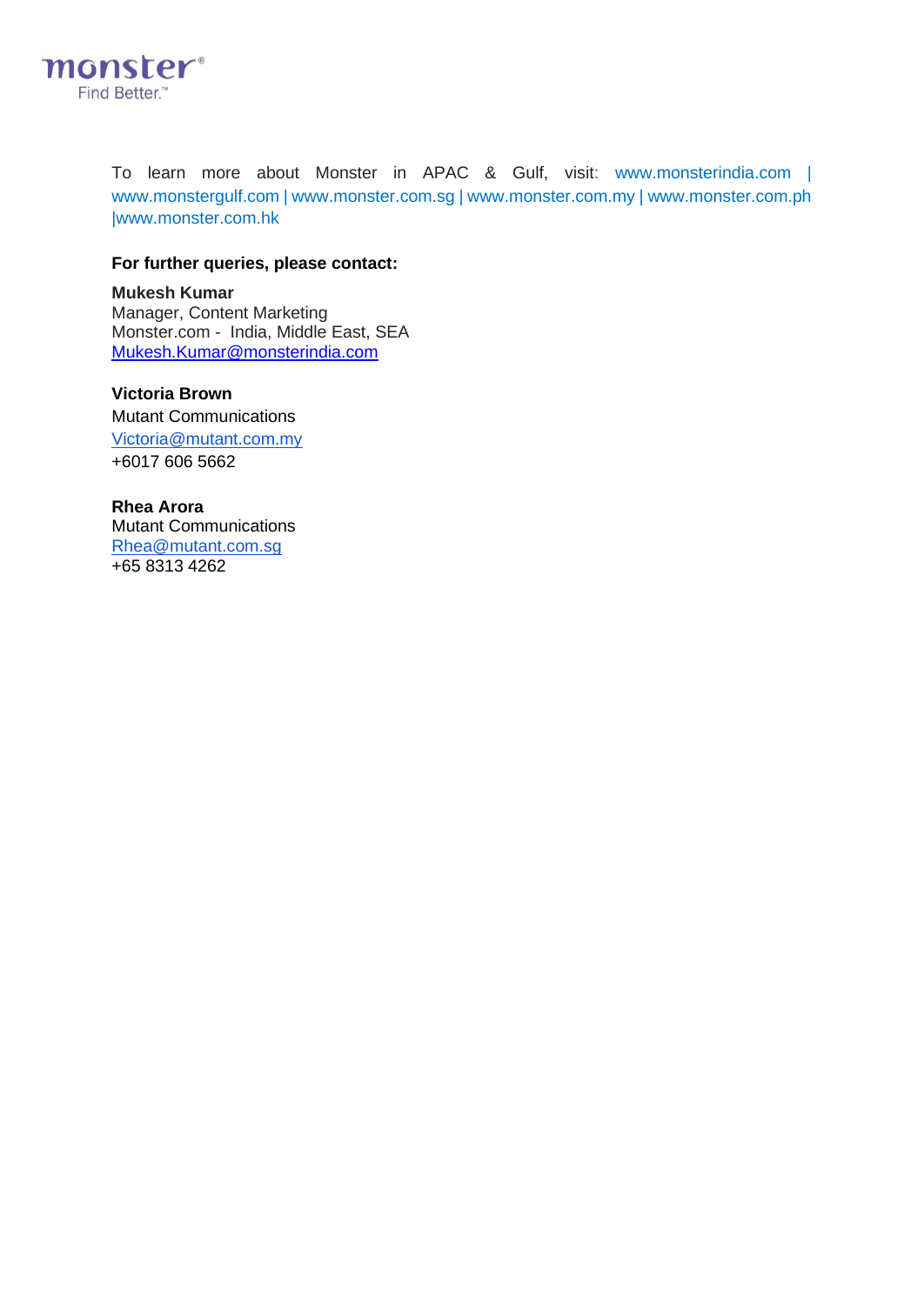To learn more about Monster in APAC & Gulf, visit: www.monsterindia.com | www.monstergulf.com | www.monster.com.sg | www.monster.com.my | www.monster.com.ph |www.monster.com.hk

**For further queries, please contact:**

**Mukesh Kumar**
Manager, Content Marketing
Monster.com - India, Middle East, SEA
Mukesh.Kumar@monsterindia.com

**Victoria Brown**
Mutant Communications
Victoria@mutant.com.my
+6017 606 5662

**Rhea Arora**
Mutant Communications
Rhea@mutant.com.sg
+65 8313 4262